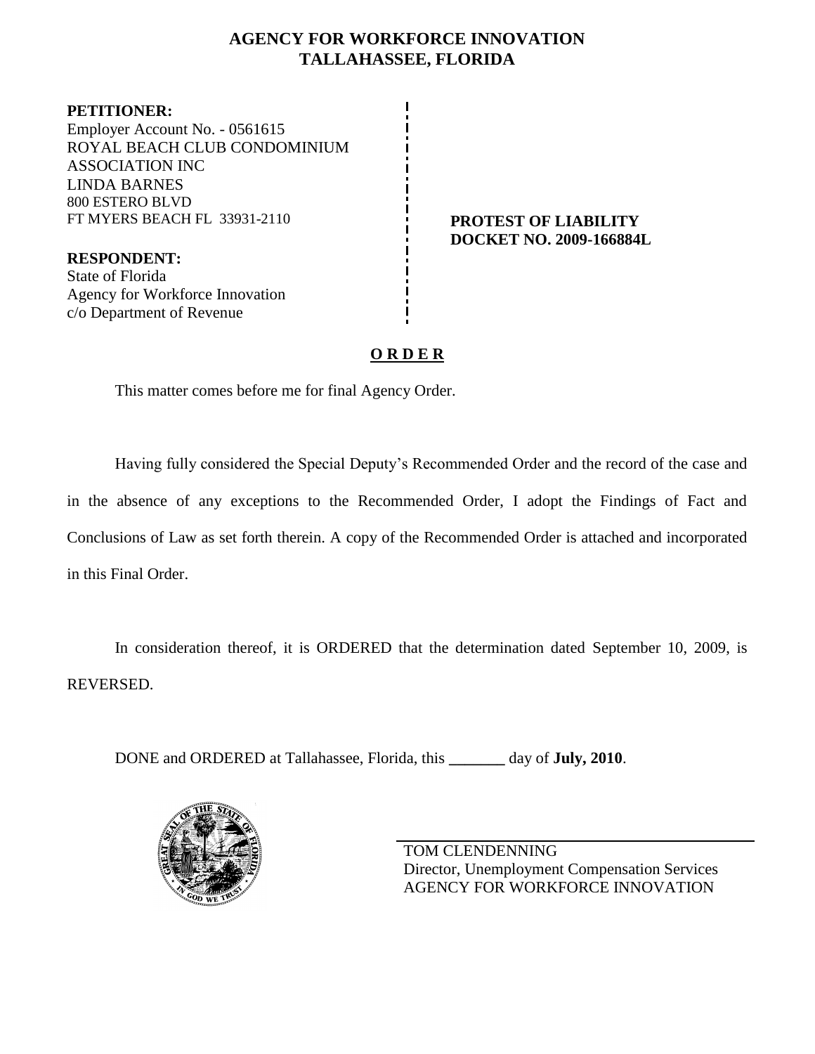# AGENCY FOR WORKFORCE INNOVATION
# TALLAHASSEE, FLORIDA

**PETITIONER:**
Employer Account No. - 0561615
ROYAL BEACH CLUB CONDOMINIUM ASSOCIATION INC
LINDA BARNES
800 ESTERO BLVD
FT MYERS BEACH FL 33931-2110

**PROTEST OF LIABILITY**
**DOCKET NO. 2009-166884L**

**RESPONDENT:**
State of Florida
Agency for Workforce Innovation
c/o Department of Revenue

## O R D E R

This matter comes before me for final Agency Order.

Having fully considered the Special Deputy's Recommended Order and the record of the case and in the absence of any exceptions to the Recommended Order, I adopt the Findings of Fact and Conclusions of Law as set forth therein. A copy of the Recommended Order is attached and incorporated in this Final Order.

In consideration thereof, it is ORDERED that the determination dated September 10, 2009, is REVERSED.

DONE and ORDERED at Tallahassee, Florida, this _______ day of **July, 2010**.

TOM CLENDENNING
Director, Unemployment Compensation Services
AGENCY FOR WORKFORCE INNOVATION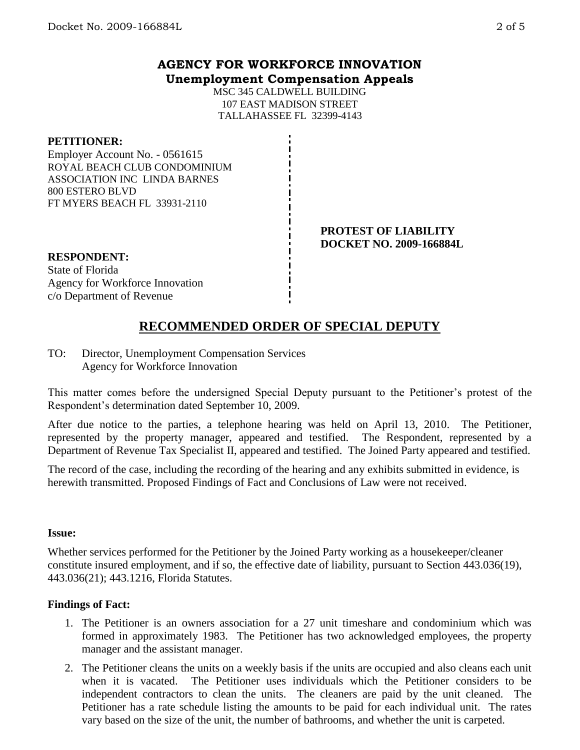# AGENCY FOR WORKFORCE INNOVATION
## Unemployment Compensation Appeals

MSC 345 CALDWELL BUILDING
107 EAST MADISON STREET
TALLAHASSEE FL 32399-4143

**PETITIONER:**
Employer Account No. - 0561615
ROYAL BEACH CLUB CONDOMINIUM ASSOCIATION INC LINDA BARNES
800 ESTERO BLVD
FT MYERS BEACH FL 33931-2110

**PROTEST OF LIABILITY**
**DOCKET NO. 2009-166884L**

**RESPONDENT:**
State of Florida
Agency for Workforce Innovation
c/o Department of Revenue

## RECOMMENDED ORDER OF SPECIAL DEPUTY

TO: Director, Unemployment Compensation Services
Agency for Workforce Innovation

This matter comes before the undersigned Special Deputy pursuant to the Petitioner's protest of the Respondent's determination dated September 10, 2009.

After due notice to the parties, a telephone hearing was held on April 13, 2010. The Petitioner, represented by the property manager, appeared and testified. The Respondent, represented by a Department of Revenue Tax Specialist II, appeared and testified. The Joined Party appeared and testified.

The record of the case, including the recording of the hearing and any exhibits submitted in evidence, is herewith transmitted. Proposed Findings of Fact and Conclusions of Law were not received.

**Issue:**

Whether services performed for the Petitioner by the Joined Party working as a housekeeper/cleaner constitute insured employment, and if so, the effective date of liability, pursuant to Section 443.036(19), 443.036(21); 443.1216, Florida Statutes.

**Findings of Fact:**

1. The Petitioner is an owners association for a 27 unit timeshare and condominium which was formed in approximately 1983. The Petitioner has two acknowledged employees, the property manager and the assistant manager.
2. The Petitioner cleans the units on a weekly basis if the units are occupied and also cleans each unit when it is vacated. The Petitioner uses individuals which the Petitioner considers to be independent contractors to clean the units. The cleaners are paid by the unit cleaned. The Petitioner has a rate schedule listing the amounts to be paid for each individual unit. The rates vary based on the size of the unit, the number of bathrooms, and whether the unit is carpeted.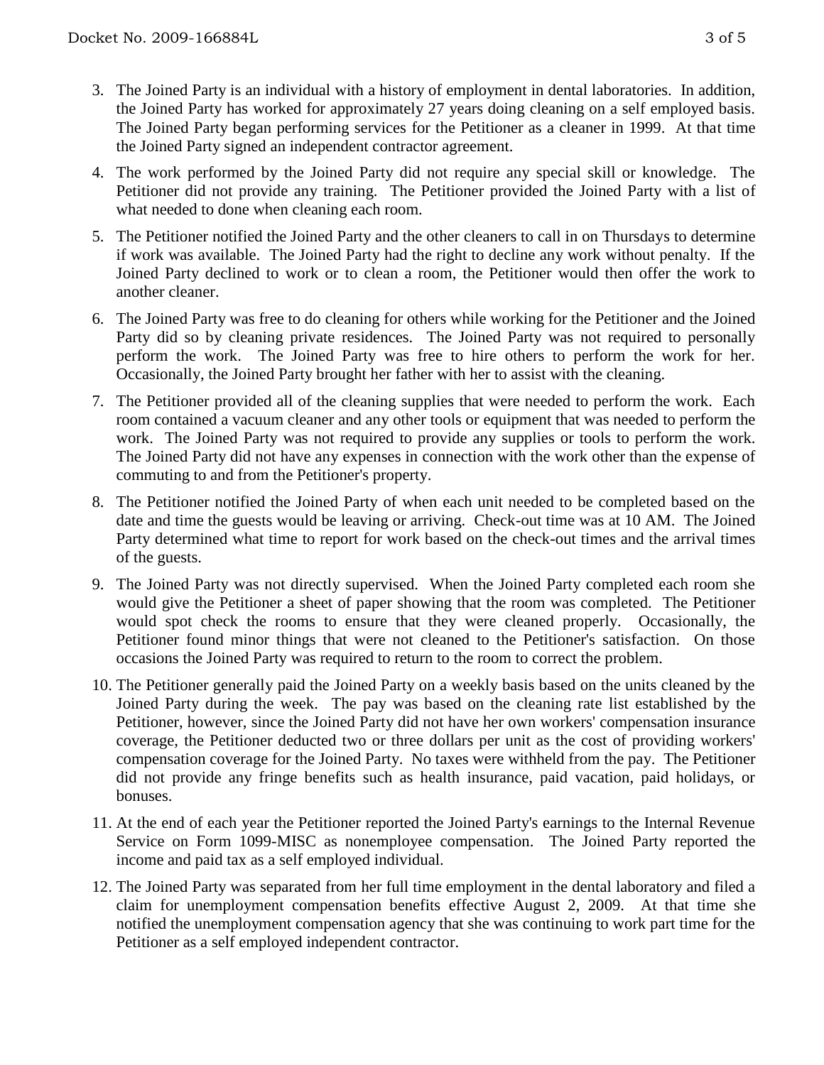3. The Joined Party is an individual with a history of employment in dental laboratories. In addition, the Joined Party has worked for approximately 27 years doing cleaning on a self employed basis. The Joined Party began performing services for the Petitioner as a cleaner in 1999. At that time the Joined Party signed an independent contractor agreement.

4. The work performed by the Joined Party did not require any special skill or knowledge. The Petitioner did not provide any training. The Petitioner provided the Joined Party with a list of what needed to done when cleaning each room.

5. The Petitioner notified the Joined Party and the other cleaners to call in on Thursdays to determine if work was available. The Joined Party had the right to decline any work without penalty. If the Joined Party declined to work or to clean a room, the Petitioner would then offer the work to another cleaner.

6. The Joined Party was free to do cleaning for others while working for the Petitioner and the Joined Party did so by cleaning private residences. The Joined Party was not required to personally perform the work. The Joined Party was free to hire others to perform the work for her. Occasionally, the Joined Party brought her father with her to assist with the cleaning.

7. The Petitioner provided all of the cleaning supplies that were needed to perform the work. Each room contained a vacuum cleaner and any other tools or equipment that was needed to perform the work. The Joined Party was not required to provide any supplies or tools to perform the work. The Joined Party did not have any expenses in connection with the work other than the expense of commuting to and from the Petitioner's property.

8. The Petitioner notified the Joined Party of when each unit needed to be completed based on the date and time the guests would be leaving or arriving. Check-out time was at 10 AM. The Joined Party determined what time to report for work based on the check-out times and the arrival times of the guests.

9. The Joined Party was not directly supervised. When the Joined Party completed each room she would give the Petitioner a sheet of paper showing that the room was completed. The Petitioner would spot check the rooms to ensure that they were cleaned properly. Occasionally, the Petitioner found minor things that were not cleaned to the Petitioner's satisfaction. On those occasions the Joined Party was required to return to the room to correct the problem.

10. The Petitioner generally paid the Joined Party on a weekly basis based on the units cleaned by the Joined Party during the week. The pay was based on the cleaning rate list established by the Petitioner, however, since the Joined Party did not have her own workers' compensation insurance coverage, the Petitioner deducted two or three dollars per unit as the cost of providing workers' compensation coverage for the Joined Party. No taxes were withheld from the pay. The Petitioner did not provide any fringe benefits such as health insurance, paid vacation, paid holidays, or bonuses.

11. At the end of each year the Petitioner reported the Joined Party's earnings to the Internal Revenue Service on Form 1099-MISC as nonemployee compensation. The Joined Party reported the income and paid tax as a self employed individual.

12. The Joined Party was separated from her full time employment in the dental laboratory and filed a claim for unemployment compensation benefits effective August 2, 2009. At that time she notified the unemployment compensation agency that she was continuing to work part time for the Petitioner as a self employed independent contractor.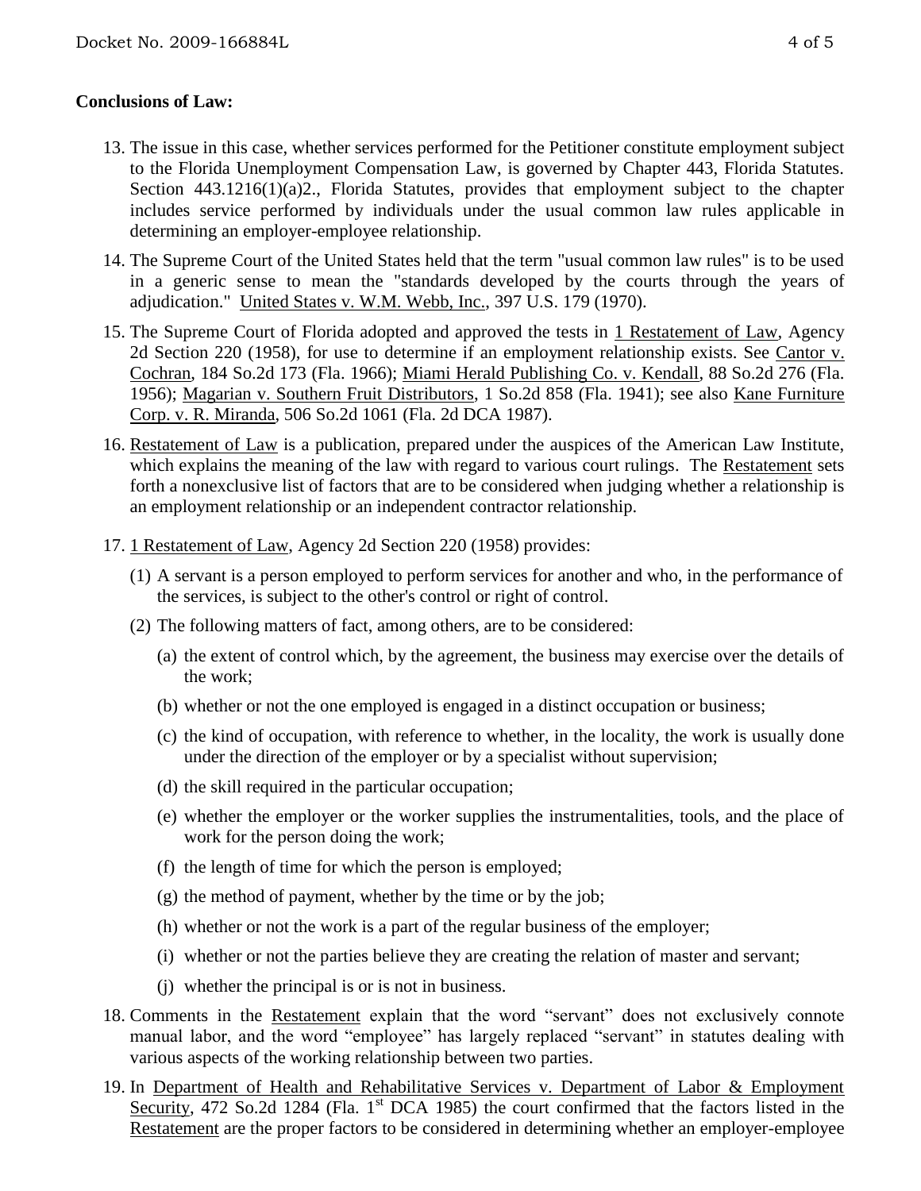**Conclusions of Law:**

13. The issue in this case, whether services performed for the Petitioner constitute employment subject to the Florida Unemployment Compensation Law, is governed by Chapter 443, Florida Statutes. Section 443.1216(1)(a)2., Florida Statutes, provides that employment subject to the chapter includes service performed by individuals under the usual common law rules applicable in determining an employer-employee relationship.

14. The Supreme Court of the United States held that the term "usual common law rules" is to be used in a generic sense to mean the "standards developed by the courts through the years of adjudication." United States v. W.M. Webb, Inc., 397 U.S. 179 (1970).

15. The Supreme Court of Florida adopted and approved the tests in 1 Restatement of Law, Agency 2d Section 220 (1958), for use to determine if an employment relationship exists. See Cantor v. Cochran, 184 So.2d 173 (Fla. 1966); Miami Herald Publishing Co. v. Kendall, 88 So.2d 276 (Fla. 1956); Magarian v. Southern Fruit Distributors, 1 So.2d 858 (Fla. 1941); see also Kane Furniture Corp. v. R. Miranda, 506 So.2d 1061 (Fla. 2d DCA 1987).

16. Restatement of Law is a publication, prepared under the auspices of the American Law Institute, which explains the meaning of the law with regard to various court rulings. The Restatement sets forth a nonexclusive list of factors that are to be considered when judging whether a relationship is an employment relationship or an independent contractor relationship.

17. 1 Restatement of Law, Agency 2d Section 220 (1958) provides:
    (1) A servant is a person employed to perform services for another and who, in the performance of the services, is subject to the other's control or right of control.
    (2) The following matters of fact, among others, are to be considered:
        (a) the extent of control which, by the agreement, the business may exercise over the details of the work;
        (b) whether or not the one employed is engaged in a distinct occupation or business;
        (c) the kind of occupation, with reference to whether, in the locality, the work is usually done under the direction of the employer or by a specialist without supervision;
        (d) the skill required in the particular occupation;
        (e) whether the employer or the worker supplies the instrumentalities, tools, and the place of work for the person doing the work;
        (f) the length of time for which the person is employed;
        (g) the method of payment, whether by the time or by the job;
        (h) whether or not the work is a part of the regular business of the employer;
        (i) whether or not the parties believe they are creating the relation of master and servant;
        (j) whether the principal is or is not in business.

18. Comments in the Restatement explain that the word "servant" does not exclusively connote manual labor, and the word "employee" has largely replaced "servant" in statutes dealing with various aspects of the working relationship between two parties.

19. In Department of Health and Rehabilitative Services v. Department of Labor & Employment Security, 472 So.2d 1284 (Fla. 1st DCA 1985) the court confirmed that the factors listed in the Restatement are the proper factors to be considered in determining whether an employer-employee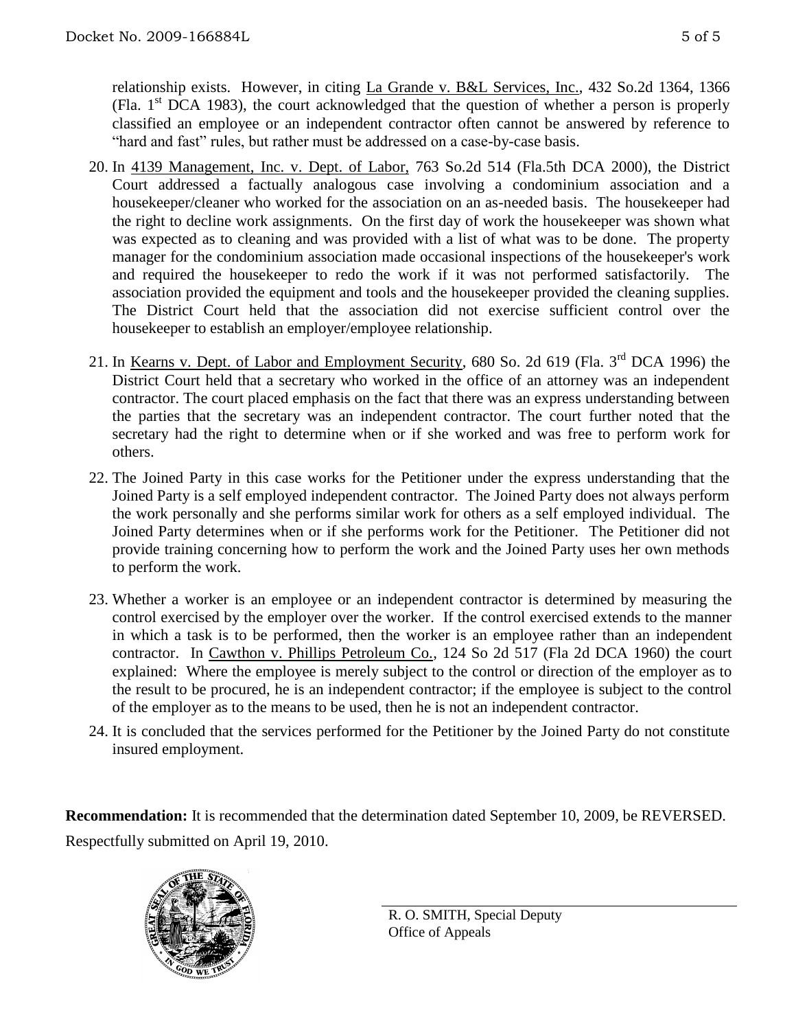relationship exists. However, in citing La Grande v. B&L Services, Inc., 432 So.2d 1364, 1366 (Fla. 1st DCA 1983), the court acknowledged that the question of whether a person is properly classified an employee or an independent contractor often cannot be answered by reference to "hard and fast" rules, but rather must be addressed on a case-by-case basis.

20. In 4139 Management, Inc. v. Dept. of Labor, 763 So.2d 514 (Fla.5th DCA 2000), the District Court addressed a factually analogous case involving a condominium association and a housekeeper/cleaner who worked for the association on an as-needed basis. The housekeeper had the right to decline work assignments. On the first day of work the housekeeper was shown what was expected as to cleaning and was provided with a list of what was to be done. The property manager for the condominium association made occasional inspections of the housekeeper's work and required the housekeeper to redo the work if it was not performed satisfactorily. The association provided the equipment and tools and the housekeeper provided the cleaning supplies. The District Court held that the association did not exercise sufficient control over the housekeeper to establish an employer/employee relationship.

21. In Kearns v. Dept. of Labor and Employment Security, 680 So. 2d 619 (Fla. 3rd DCA 1996) the District Court held that a secretary who worked in the office of an attorney was an independent contractor. The court placed emphasis on the fact that there was an express understanding between the parties that the secretary was an independent contractor. The court further noted that the secretary had the right to determine when or if she worked and was free to perform work for others.

22. The Joined Party in this case works for the Petitioner under the express understanding that the Joined Party is a self employed independent contractor. The Joined Party does not always perform the work personally and she performs similar work for others as a self employed individual. The Joined Party determines when or if she performs work for the Petitioner. The Petitioner did not provide training concerning how to perform the work and the Joined Party uses her own methods to perform the work.

23. Whether a worker is an employee or an independent contractor is determined by measuring the control exercised by the employer over the worker. If the control exercised extends to the manner in which a task is to be performed, then the worker is an employee rather than an independent contractor. In Cawthon v. Phillips Petroleum Co., 124 So 2d 517 (Fla 2d DCA 1960) the court explained: Where the employee is merely subject to the control or direction of the employer as to the result to be procured, he is an independent contractor; if the employee is subject to the control of the employer as to the means to be used, then he is not an independent contractor.

24. It is concluded that the services performed for the Petitioner by the Joined Party do not constitute insured employment.

**Recommendation:** It is recommended that the determination dated September 10, 2009, be REVERSED.

Respectfully submitted on April 19, 2010.

R. O. SMITH, Special Deputy
Office of Appeals